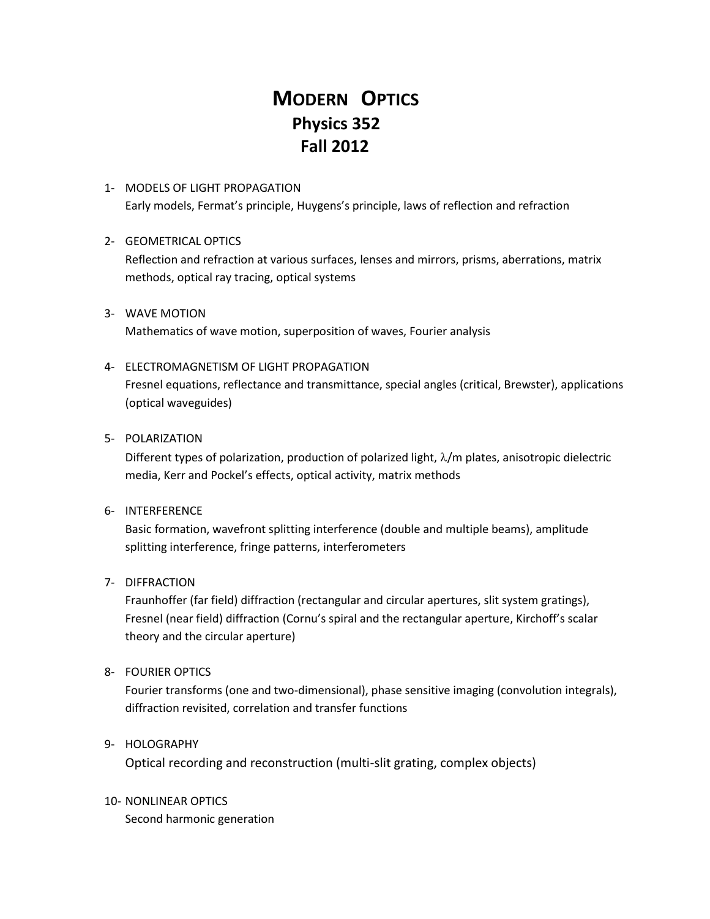# MODERN OPTICS
## Physics 352
## Fall 2012

1- MODELS OF LIGHT PROPAGATION
   Early models, Fermat's principle, Huygens's principle, laws of reflection and refraction

2- GEOMETRICAL OPTICS
   Reflection and refraction at various surfaces, lenses and mirrors, prisms, aberrations, matrix methods, optical ray tracing, optical systems

3- WAVE MOTION
   Mathematics of wave motion, superposition of waves, Fourier analysis

4- ELECTROMAGNETISM OF LIGHT PROPAGATION
   Fresnel equations, reflectance and transmittance, special angles (critical, Brewster), applications (optical waveguides)

5- POLARIZATION
   Different types of polarization, production of polarized light, $\lambda/m$ plates, anisotropic dielectric media, Kerr and Pockel's effects, optical activity, matrix methods

6- INTERFERENCE
   Basic formation, wavefront splitting interference (double and multiple beams), amplitude splitting interference, fringe patterns, interferometers

7- DIFFRACTION
   Fraunhoffer (far field) diffraction (rectangular and circular apertures, slit system gratings), Fresnel (near field) diffraction (Cornu's spiral and the rectangular aperture, Kirchoff's scalar theory and the circular aperture)

8- FOURIER OPTICS
   Fourier transforms (one and two-dimensional), phase sensitive imaging (convolution integrals), diffraction revisited, correlation and transfer functions

9- HOLOGRAPHY
   Optical recording and reconstruction (multi-slit grating, complex objects)

10- NONLINEAR OPTICS
   Second harmonic generation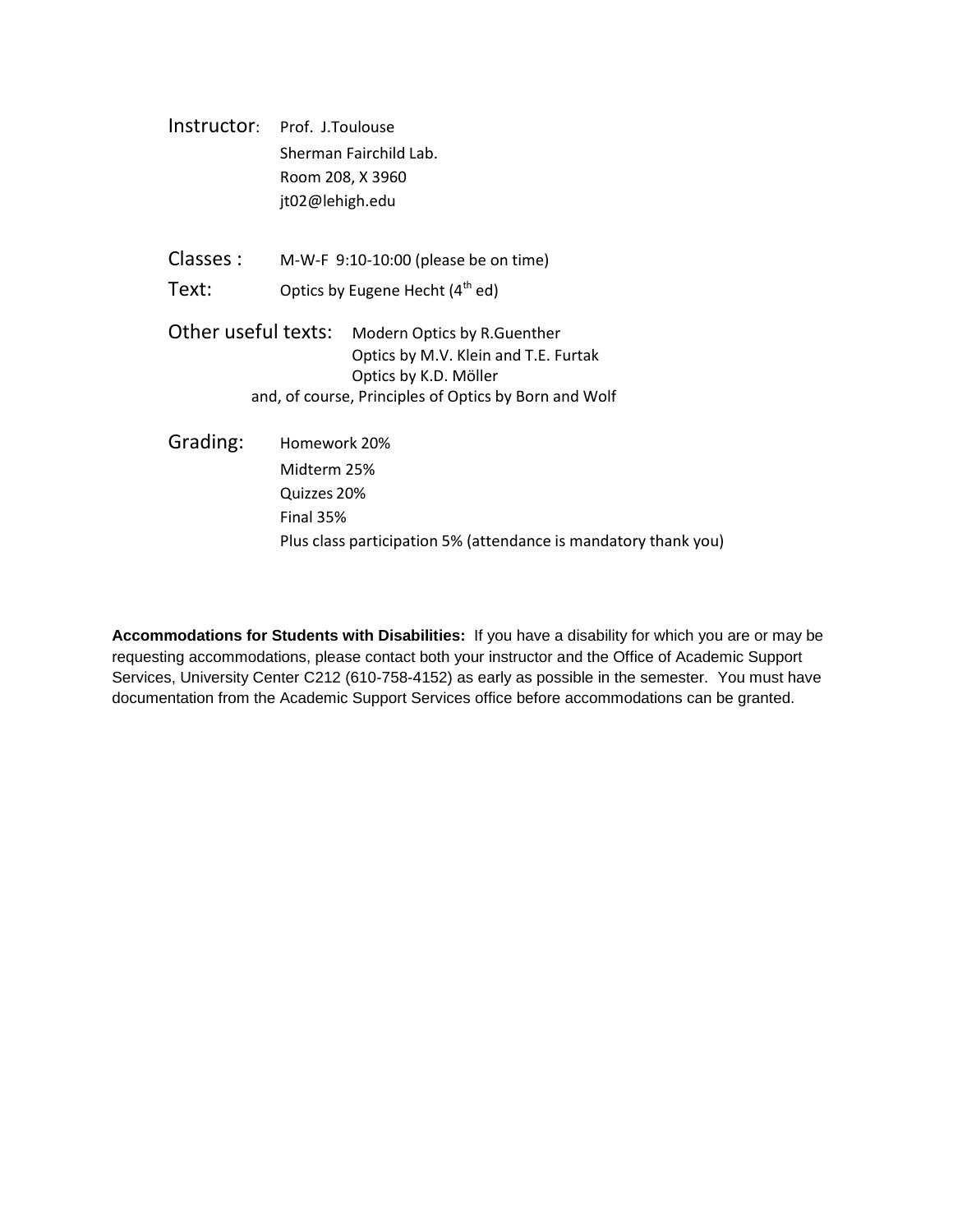**Instructor:** Prof. J.Toulouse
Sherman Fairchild Lab.
Room 208, X 3960
jt02@lehigh.edu

**Classes :** M-W-F 9:10-10:00 (please be on time)

**Text:** Optics by Eugene Hecht (4th ed)

**Other useful texts:** Modern Optics by R.Guenther
Optics by M.V. Klein and T.E. Furtak
Optics by K.D. Möller
and, of course, Principles of Optics by Born and Wolf

**Grading:** Homework 20%
Midterm 25%
Quizzes 20%
Final 35%
Plus class participation 5% (attendance is mandatory thank you)

**Accommodations for Students with Disabilities:** If you have a disability for which you are or may be requesting accommodations, please contact both your instructor and the Office of Academic Support Services, University Center C212 (610-758-4152) as early as possible in the semester. You must have documentation from the Academic Support Services office before accommodations can be granted.